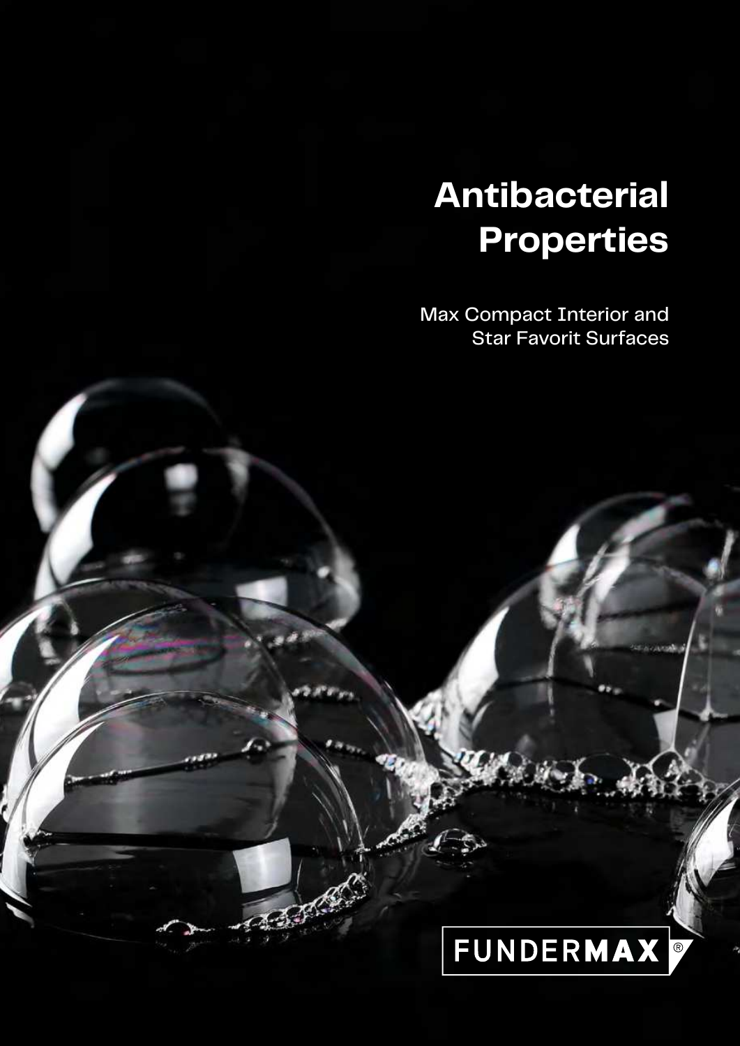# Antibacterial Properties

Max Compact Interior and Star Favorit Surfaces

FUNDERMAX®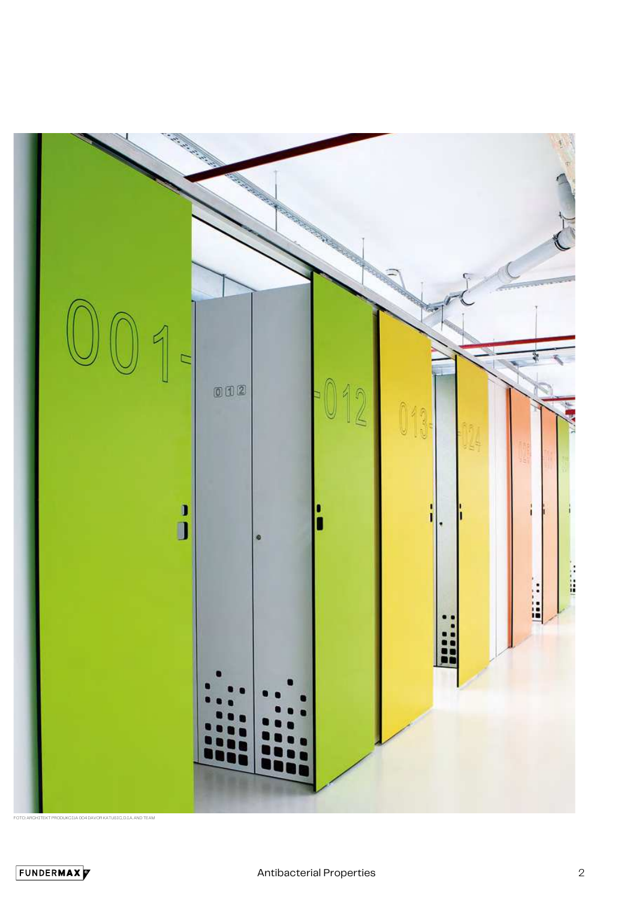FOTO: ARCHITEKT PRODUKCIJA 004 DAVOR KATUSIC, D.I.A. AND TEAM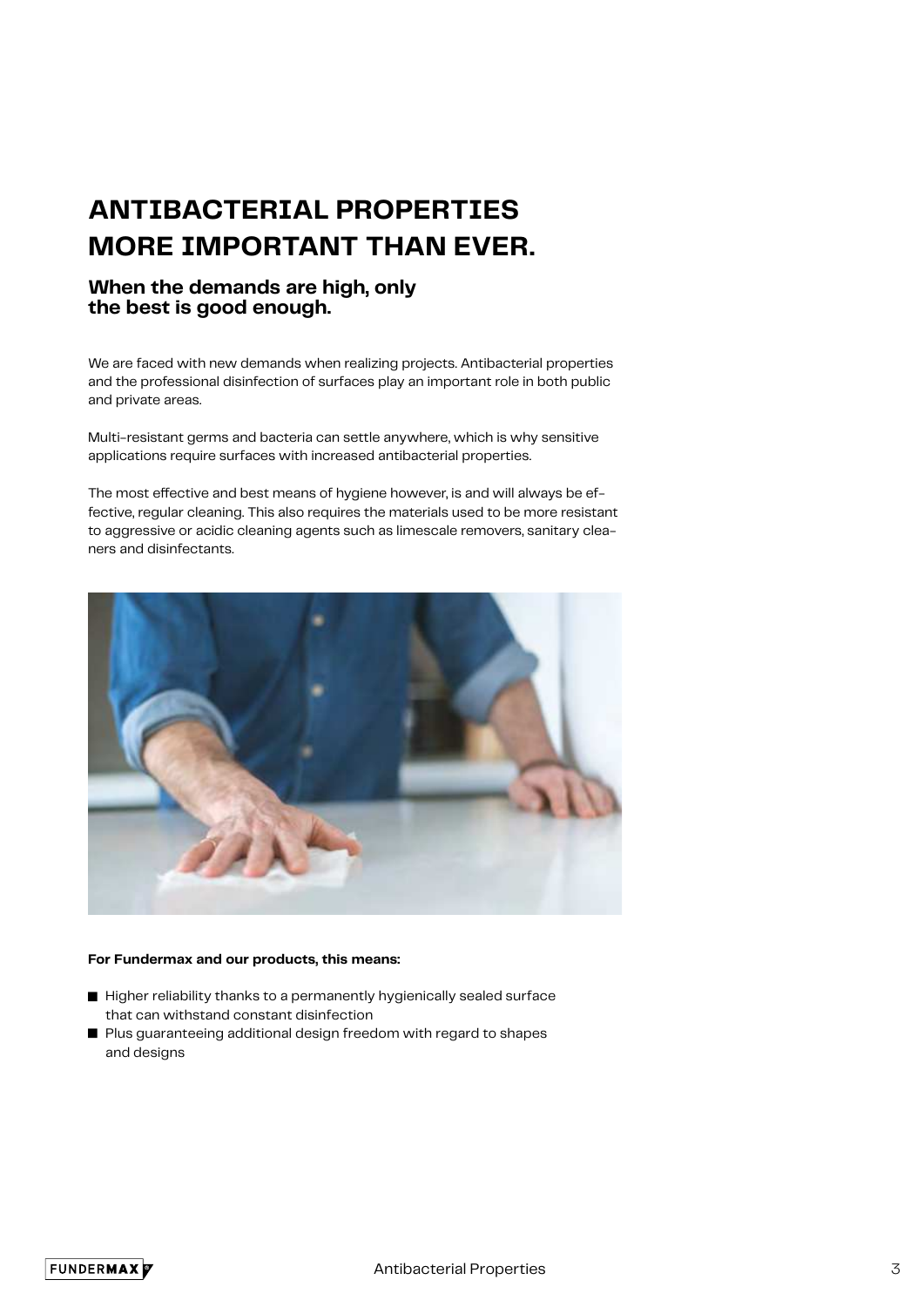# ANTIBACTERIAL PROPERTIES MORE IMPORTANT THAN EVER.

## When the demands are high, only the best is good enough.

We are faced with new demands when realizing projects. Antibacterial properties and the professional disinfection of surfaces play an important role in both public and private areas.

Multi-resistant germs and bacteria can settle anywhere, which is why sensitive applications require surfaces with increased antibacterial properties.

The most effective and best means of hygiene however, is and will always be effective, regular cleaning. This also requires the materials used to be more resistant to aggressive or acidic cleaning agents such as limescale removers, sanitary cleaners and disinfectants.

**For Fundermax and our products, this means:**

- Higher reliability thanks to a permanently hygienically sealed surface that can withstand constant disinfection
- Plus guaranteeing additional design freedom with regard to shapes and designs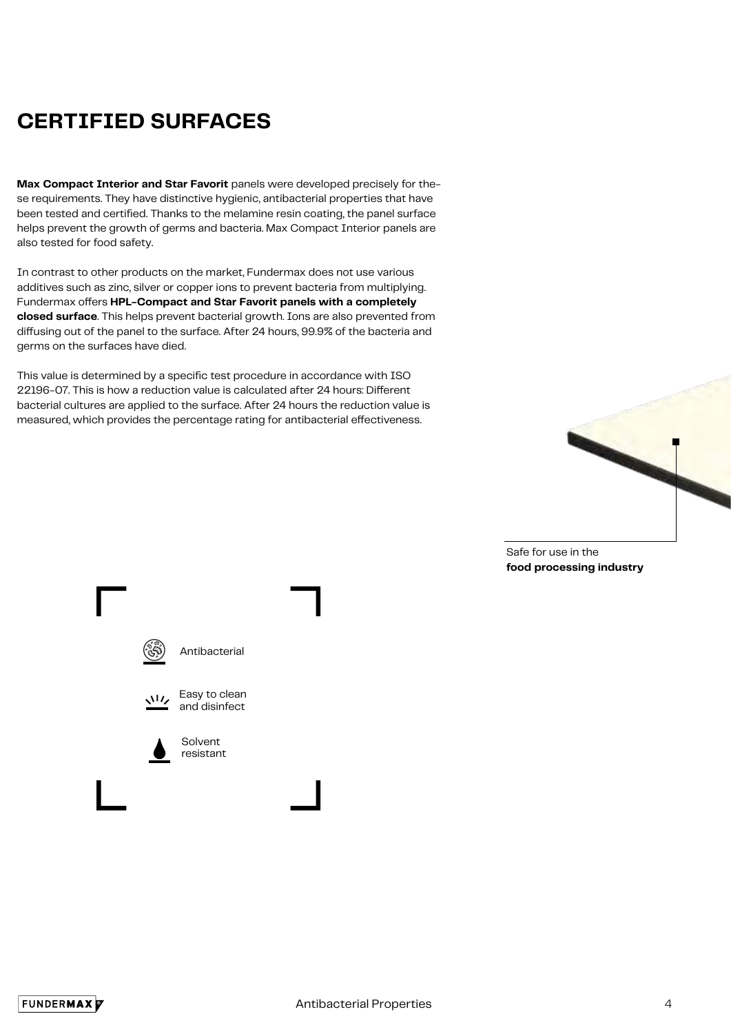# CERTIFIED SURFACES

**Max Compact Interior and Star Favorit** panels were developed precisely for these requirements. They have distinctive hygienic, antibacterial properties that have been tested and certified. Thanks to the melamine resin coating, the panel surface helps prevent the growth of germs and bacteria. Max Compact Interior panels are also tested for food safety.

In contrast to other products on the market, Fundermax does not use various additives such as zinc, silver or copper ions to prevent bacteria from multiplying. Fundermax offers **HPL-Compact and Star Favorit panels with a completely closed surface**. This helps prevent bacterial growth. Ions are also prevented from diffusing out of the panel to the surface. After 24 hours, 99.9% of the bacteria and germs on the surfaces have died.

This value is determined by a specific test procedure in accordance with ISO 22196-07. This is how a reduction value is calculated after 24 hours: Different bacterial cultures are applied to the surface. After 24 hours the reduction value is measured, which provides the percentage rating for antibacterial effectiveness.

Safe for use in the **food processing industry**

- Antibacterial
- Easy to clean and disinfect
- Solvent resistant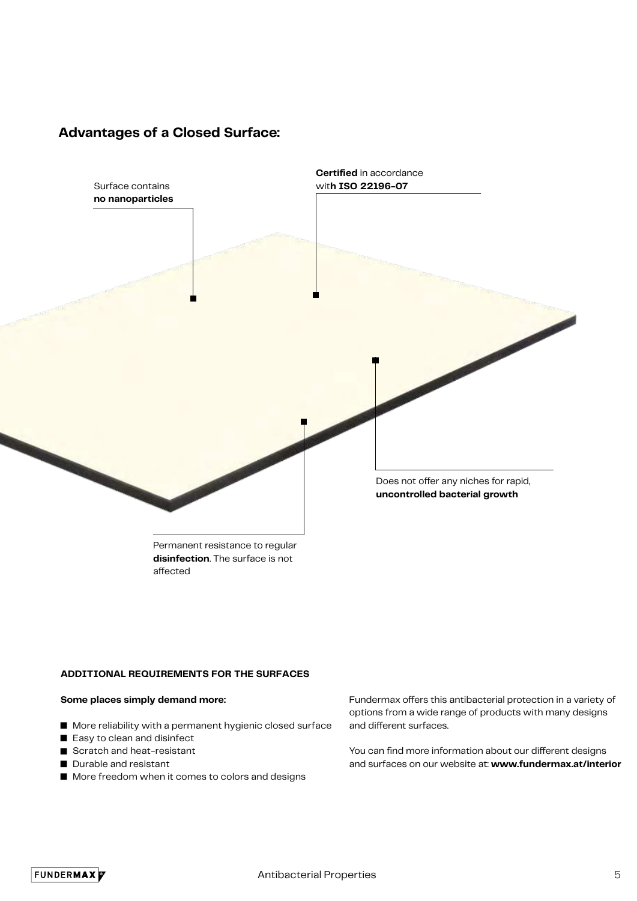## Advantages of a Closed Surface:

Surface contains **no nanoparticles**

**Certified** in accordance wit**h ISO 22196-07**

Does not offer any niches for rapid, **uncontrolled bacterial growth**

Permanent resistance to regular **disinfection**. The surface is not affected

### ADDITIONAL REQUIREMENTS FOR THE SURFACES

**Some places simply demand more:**

- More reliability with a permanent hygienic closed surface
- Easy to clean and disinfect
- Scratch and heat-resistant
- Durable and resistant
- More freedom when it comes to colors and designs

Fundermax offers this antibacterial protection in a variety of options from a wide range of products with many designs and different surfaces.

You can find more information about our different designs and surfaces on our website at: **www.fundermax.at/interior**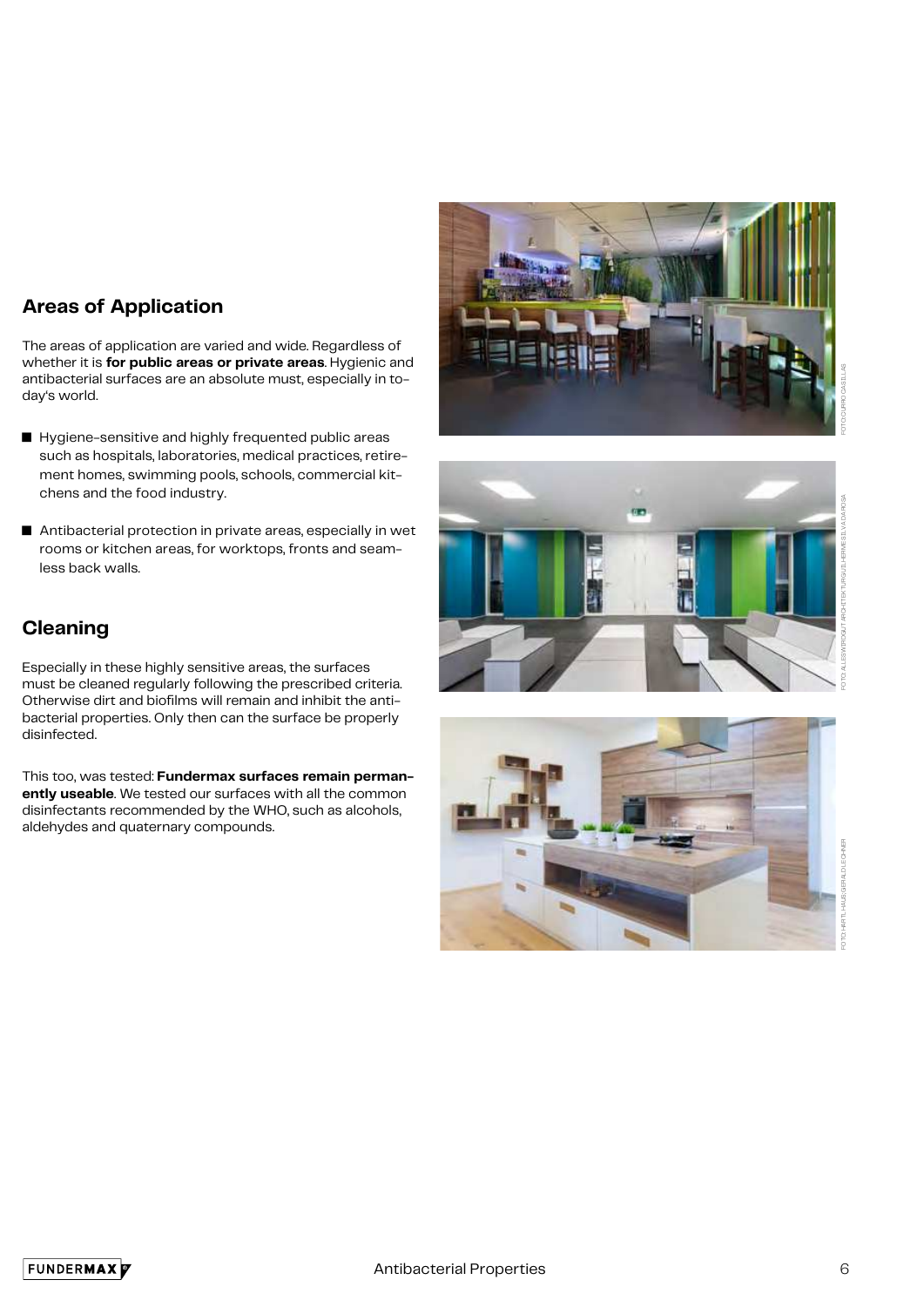## Areas of Application

The areas of application are varied and wide. Regardless of whether it is **for public areas or private areas**. Hygienic and antibacterial surfaces are an absolute must, especially in today's world.

- Hygiene-sensitive and highly frequented public areas such as hospitals, laboratories, medical practices, retirement homes, swimming pools, schools, commercial kitchens and the food industry.
- Antibacterial protection in private areas, especially in wet rooms or kitchen areas, for worktops, fronts and seamless back walls.

## Cleaning

Especially in these highly sensitive areas, the surfaces must be cleaned regularly following the prescribed criteria. Otherwise dirt and biofilms will remain and inhibit the antibacterial properties. Only then can the surface be properly disinfected.

This too, was tested: **Fundermax surfaces remain permanently useable**. We tested our surfaces with all the common disinfectants recommended by the WHO, such as alcohols, aldehydes and quaternary compounds.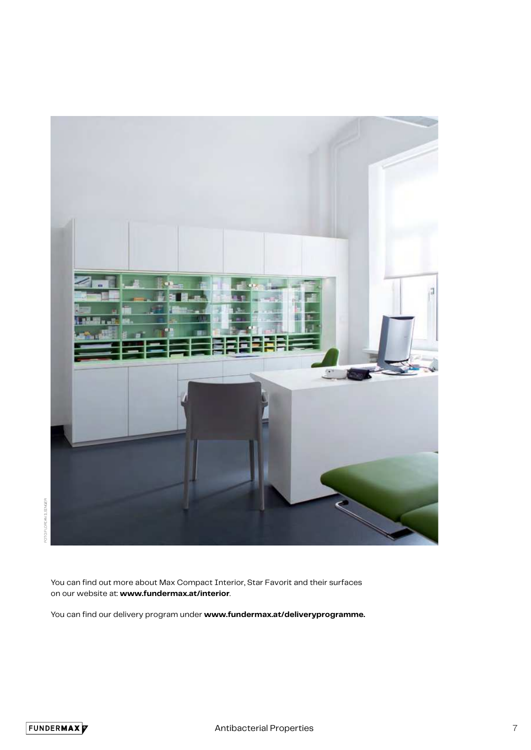FOTO FLORIAN ILSENGER

You can find out more about Max Compact Interior, Star Favorit and their surfaces on our website at: **www.fundermax.at/interior**.

You can find our delivery program under **www.fundermax.at/deliveryprogramme.**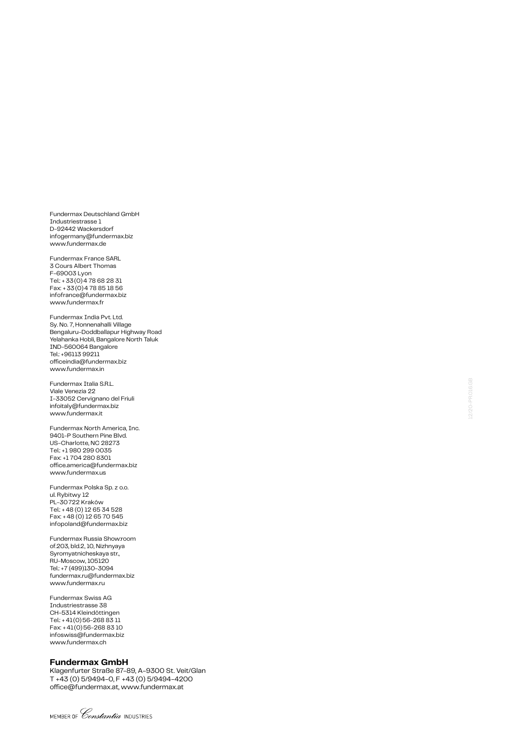Fundermax Deutschland GmbH
Industriestrasse 1
D-92442 Wackersdorf
infogermany@fundermax.biz
www.fundermax.de

Fundermax France SARL
3 Cours Albert Thomas
F-69003 Lyon
Tel.: +33(0)4 78 68 28 31
Fax: +33(0)4 78 85 18 56
infofrance@fundermax.biz
www.fundermax.fr

Fundermax India Pvt. Ltd.
Sy. No. 7, Honnenahalli Village
Bengaluru-Doddballapur Highway Road
Yelahanka Hobli, Bangalore North Taluk
IND-560064 Bangalore
Tel.: +96113 99211
officeindia@fundermax.biz
www.fundermax.in

Fundermax Italia S.R.L.
Viale Venezia 22
I-33052 Cervignano del Friuli
infoitaly@fundermax.biz
www.fundermax.it

Fundermax North America, Inc.
9401-P Southern Pine Blvd.
US-Charlotte, NC 28273
Tel.: +1 980 299 0035
Fax: +1 704 280 8301
office.america@fundermax.biz
www.fundermax.us

Fundermax Polska Sp. z o.o.
ul. Rybitwy 12
PL-30722 Kraków
Tel.: +48 (0) 12 65 34 528
Fax: +48 (0) 12 65 70 545
infopoland@fundermax.biz

Fundermax Russia Show:room
of.203, bld.2, 10, Nizhnyaya
Syromyatnicheskaya str.,
RU-Moscow, 105120
Tel.: +7 (499)130-3094
fundermax.ru@fundermax.biz
www.fundermax.ru

Fundermax Swiss AG
Industriestrasse 38
CH-5314 Kleindöttingen
Tel.: +41(0)56-268 83 11
Fax: +41(0)56-268 83 10
infoswiss@fundermax.biz
www.fundermax.ch

**Fundermax GmbH**
Klagenfurter Straße 87-89, A-9300 St. Veit/Glan
T +43 (0) 5/9494-0, F +43 (0) 5/9494-4200
office@fundermax.at, www.fundermax.at

MEMBER OF *Constantia* INDUSTRIES

12/20-PR016GB